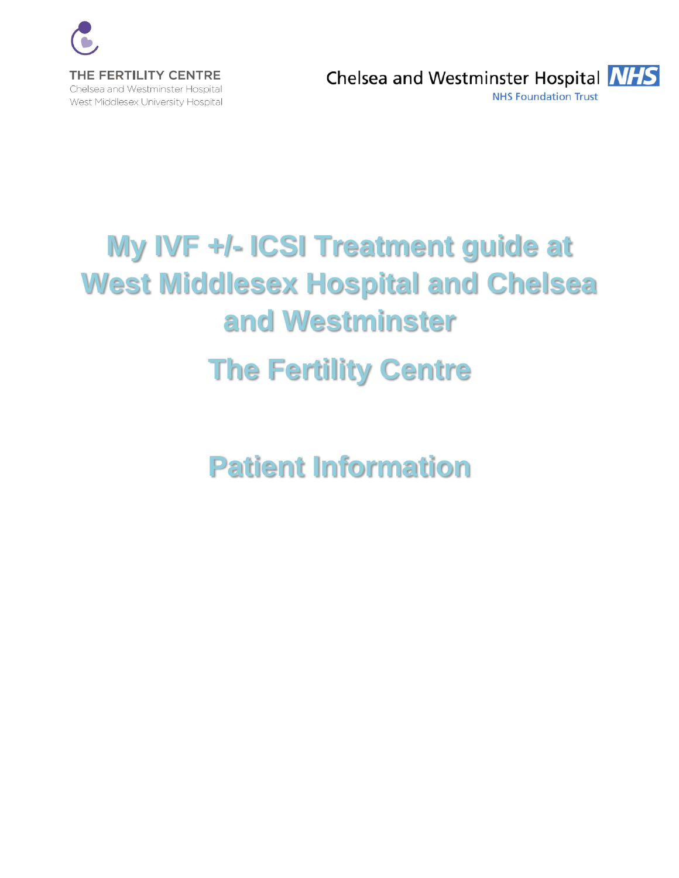THE FERTILITY CENTRE
Chelsea and Westminster Hospital
West Middlesex University Hospital

Chelsea and Westminster Hospital NHS
NHS Foundation Trust

# My IVF +/- ICSI Treatment guide at West Middlesex Hospital and Chelsea and Westminster

# The Fertility Centre

# Patient Information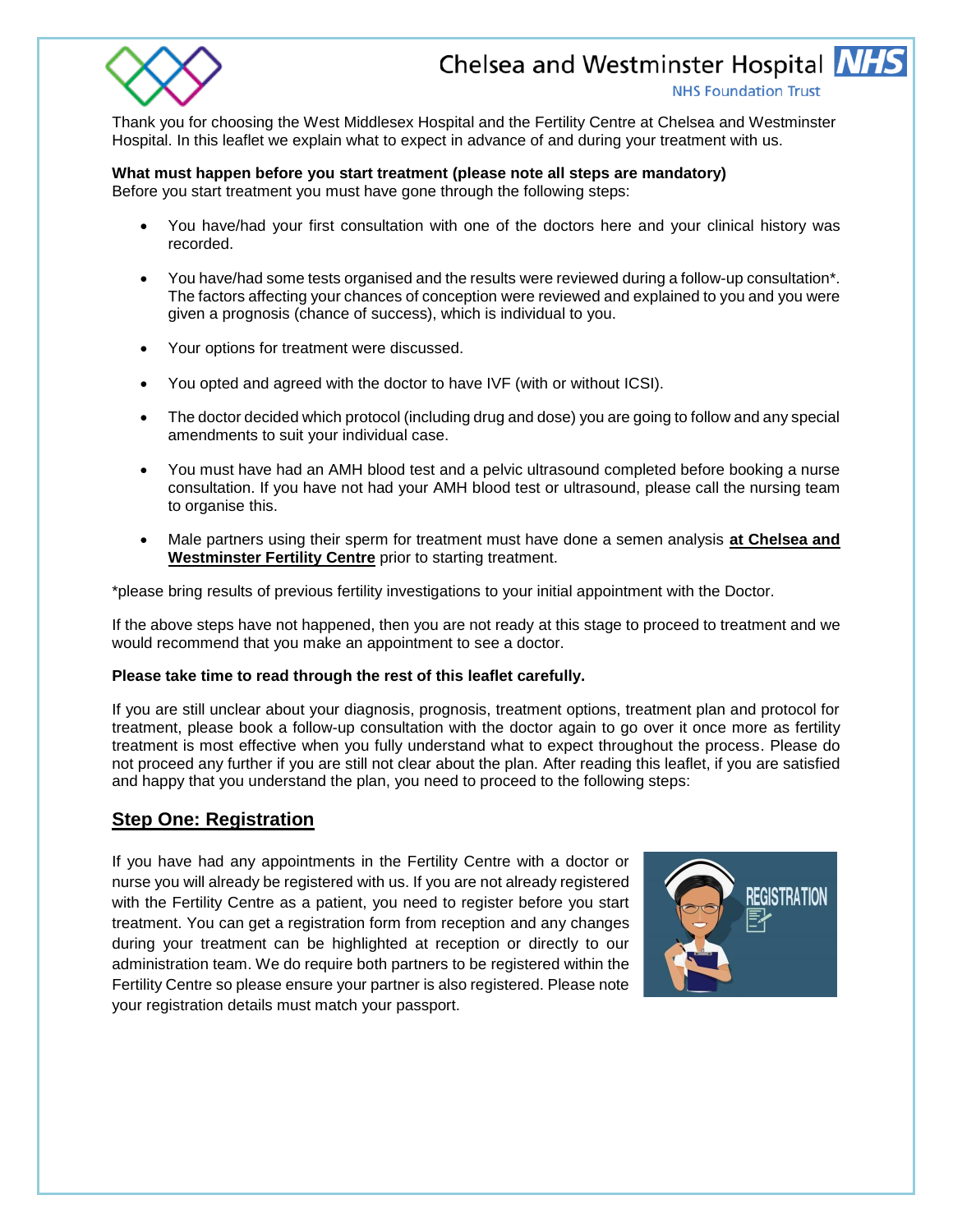Thank you for choosing the West Middlesex Hospital and the Fertility Centre at Chelsea and Westminster Hospital. In this leaflet we explain what to expect in advance of and during your treatment with us.

**What must happen before you start treatment (please note all steps are mandatory)**
Before you start treatment you must have gone through the following steps:

- You have/had your first consultation with one of the doctors here and your clinical history was recorded.
- You have/had some tests organised and the results were reviewed during a follow-up consultation*. The factors affecting your chances of conception were reviewed and explained to you and you were given a prognosis (chance of success), which is individual to you.
- Your options for treatment were discussed.
- You opted and agreed with the doctor to have IVF (with or without ICSI).
- The doctor decided which protocol (including drug and dose) you are going to follow and any special amendments to suit your individual case.
- You must have had an AMH blood test and a pelvic ultrasound completed before booking a nurse consultation. If you have not had your AMH blood test or ultrasound, please call the nursing team to organise this.
- Male partners using their sperm for treatment must have done a semen analysis **at Chelsea and Westminster Fertility Centre** prior to starting treatment.

*please bring results of previous fertility investigations to your initial appointment with the Doctor.

If the above steps have not happened, then you are not ready at this stage to proceed to treatment and we would recommend that you make an appointment to see a doctor.

**Please take time to read through the rest of this leaflet carefully.**

If you are still unclear about your diagnosis, prognosis, treatment options, treatment plan and protocol for treatment, please book a follow-up consultation with the doctor again to go over it once more as fertility treatment is most effective when you fully understand what to expect throughout the process. Please do not proceed any further if you are still not clear about the plan. After reading this leaflet, if you are satisfied and happy that you understand the plan, you need to proceed to the following steps:

## Step One: Registration

If you have had any appointments in the Fertility Centre with a doctor or nurse you will already be registered with us. If you are not already registered with the Fertility Centre as a patient, you need to register before you start treatment. You can get a registration form from reception and any changes during your treatment can be highlighted at reception or directly to our administration team. We do require both partners to be registered within the Fertility Centre so please ensure your partner is also registered. Please note your registration details must match your passport.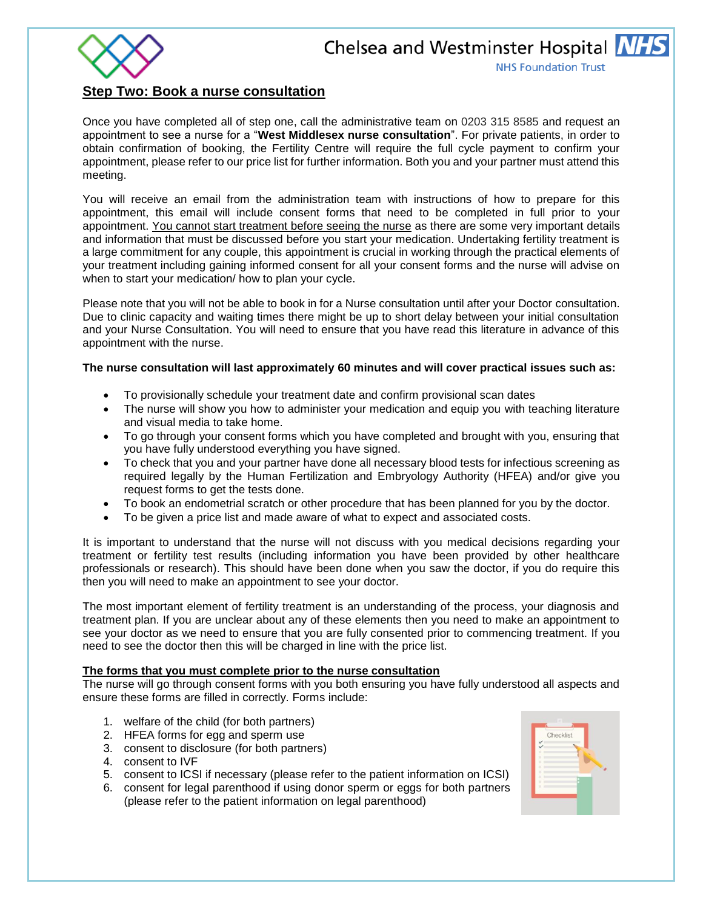## Step Two: Book a nurse consultation

Once you have completed all of step one, call the administrative team on 0203 315 8585 and request an appointment to see a nurse for a "**West Middlesex nurse consultation**". For private patients, in order to obtain confirmation of booking, the Fertility Centre will require the full cycle payment to confirm your appointment, please refer to our price list for further information. Both you and your partner must attend this meeting.

You will receive an email from the administration team with instructions of how to prepare for this appointment, this email will include consent forms that need to be completed in full prior to your appointment. You cannot start treatment before seeing the nurse as there are some very important details and information that must be discussed before you start your medication. Undertaking fertility treatment is a large commitment for any couple, this appointment is crucial in working through the practical elements of your treatment including gaining informed consent for all your consent forms and the nurse will advise on when to start your medication/ how to plan your cycle.

Please note that you will not be able to book in for a Nurse consultation until after your Doctor consultation. Due to clinic capacity and waiting times there might be up to short delay between your initial consultation and your Nurse Consultation. You will need to ensure that you have read this literature in advance of this appointment with the nurse.

**The nurse consultation will last approximately 60 minutes and will cover practical issues such as:**

- To provisionally schedule your treatment date and confirm provisional scan dates
- The nurse will show you how to administer your medication and equip you with teaching literature and visual media to take home.
- To go through your consent forms which you have completed and brought with you, ensuring that you have fully understood everything you have signed.
- To check that you and your partner have done all necessary blood tests for infectious screening as required legally by the Human Fertilization and Embryology Authority (HFEA) and/or give you request forms to get the tests done.
- To book an endometrial scratch or other procedure that has been planned for you by the doctor.
- To be given a price list and made aware of what to expect and associated costs.

It is important to understand that the nurse will not discuss with you medical decisions regarding your treatment or fertility test results (including information you have been provided by other healthcare professionals or research). This should have been done when you saw the doctor, if you do require this then you will need to make an appointment to see your doctor.

The most important element of fertility treatment is an understanding of the process, your diagnosis and treatment plan. If you are unclear about any of these elements then you need to make an appointment to see your doctor as we need to ensure that you are fully consented prior to commencing treatment. If you need to see the doctor then this will be charged in line with the price list.

### The forms that you must complete prior to the nurse consultation

The nurse will go through consent forms with you both ensuring you have fully understood all aspects and ensure these forms are filled in correctly. Forms include:

1. welfare of the child (for both partners)
2. HFEA forms for egg and sperm use
3. consent to disclosure (for both partners)
4. consent to IVF
5. consent to ICSI if necessary (please refer to the patient information on ICSI)
6. consent for legal parenthood if using donor sperm or eggs for both partners (please refer to the patient information on legal parenthood)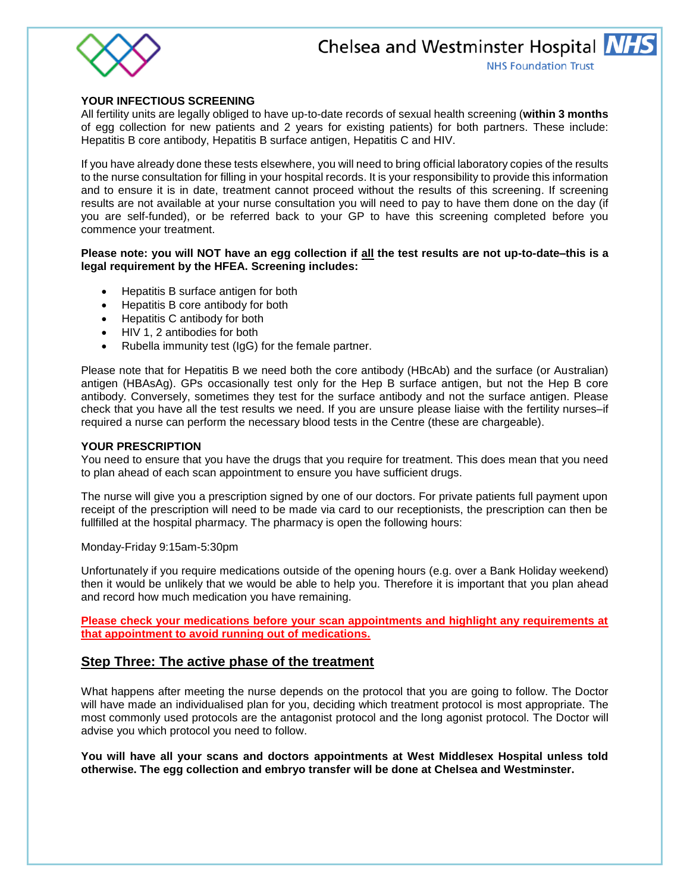**YOUR INFECTIOUS SCREENING**

All fertility units are legally obliged to have up-to-date records of sexual health screening (**within 3 months** of egg collection for new patients and 2 years for existing patients) for both partners. These include: Hepatitis B core antibody, Hepatitis B surface antigen, Hepatitis C and HIV.

If you have already done these tests elsewhere, you will need to bring official laboratory copies of the results to the nurse consultation for filling in your hospital records. It is your responsibility to provide this information and to ensure it is in date, treatment cannot proceed without the results of this screening. If screening results are not available at your nurse consultation you will need to pay to have them done on the day (if you are self-funded), or be referred back to your GP to have this screening completed before you commence your treatment.

**Please note: you will NOT have an egg collection if <u>all</u> the test results are not up-to-date–this is a legal requirement by the HFEA. Screening includes:**

- Hepatitis B surface antigen for both
- Hepatitis B core antibody for both
- Hepatitis C antibody for both
- HIV 1, 2 antibodies for both
- Rubella immunity test (IgG) for the female partner.

Please note that for Hepatitis B we need both the core antibody (HBcAb) and the surface (or Australian) antigen (HBAsAg). GPs occasionally test only for the Hep B surface antigen, but not the Hep B core antibody. Conversely, sometimes they test for the surface antibody and not the surface antigen. Please check that you have all the test results we need. If you are unsure please liaise with the fertility nurses–if required a nurse can perform the necessary blood tests in the Centre (these are chargeable).

**YOUR PRESCRIPTION**

You need to ensure that you have the drugs that you require for treatment. This does mean that you need to plan ahead of each scan appointment to ensure you have sufficient drugs.

The nurse will give you a prescription signed by one of our doctors. For private patients full payment upon receipt of the prescription will need to be made via card to our receptionists, the prescription can then be fullfilled at the hospital pharmacy. The pharmacy is open the following hours:

Monday-Friday 9:15am-5:30pm

Unfortunately if you require medications outside of the opening hours (e.g. over a Bank Holiday weekend) then it would be unlikely that we would be able to help you. Therefore it is important that you plan ahead and record how much medication you have remaining.

**<u>Please check your medications before your scan appointments and highlight any requirements at that appointment to avoid running out of medications.</u>**

## <u>Step Three: The active phase of the treatment</u>

What happens after meeting the nurse depends on the protocol that you are going to follow. The Doctor will have made an individualised plan for you, deciding which treatment protocol is most appropriate. The most commonly used protocols are the antagonist protocol and the long agonist protocol. The Doctor will advise you which protocol you need to follow.

**You will have all your scans and doctors appointments at West Middlesex Hospital unless told otherwise. The egg collection and embryo transfer will be done at Chelsea and Westminster.**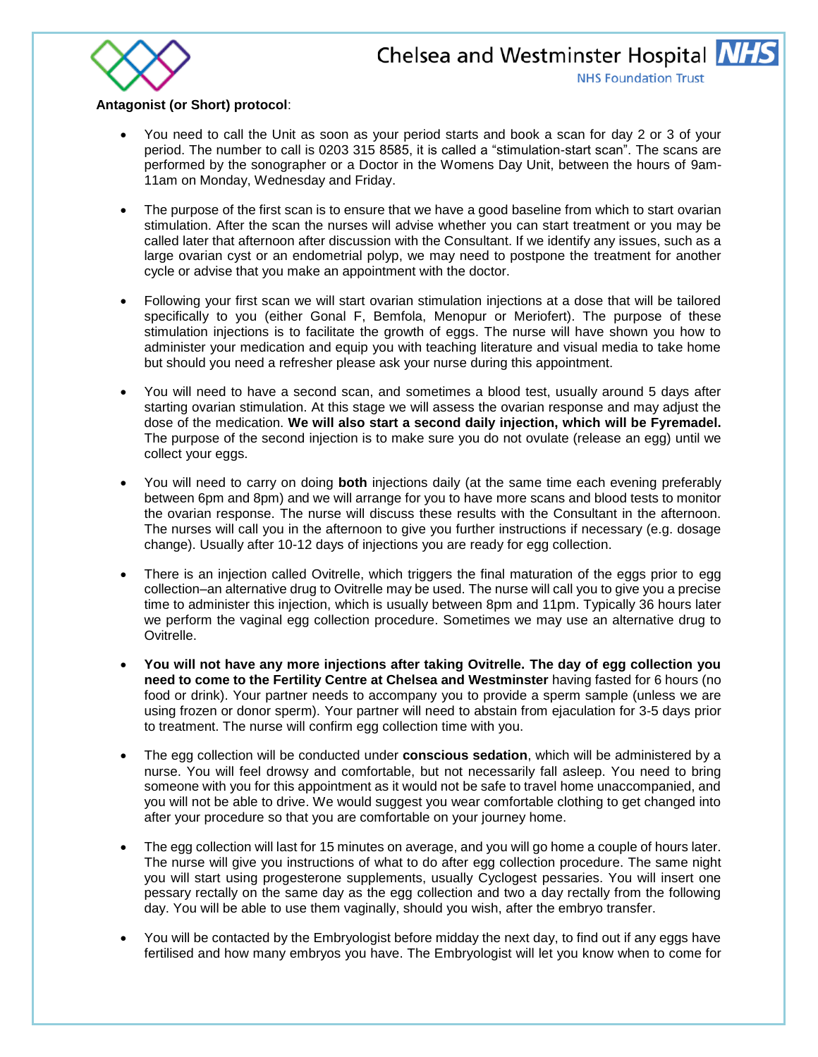**Antagonist (or Short) protocol**:

- You need to call the Unit as soon as your period starts and book a scan for day 2 or 3 of your period. The number to call is 0203 315 8585, it is called a "stimulation-start scan". The scans are performed by the sonographer or a Doctor in the Womens Day Unit, between the hours of 9am-11am on Monday, Wednesday and Friday.

- The purpose of the first scan is to ensure that we have a good baseline from which to start ovarian stimulation. After the scan the nurses will advise whether you can start treatment or you may be called later that afternoon after discussion with the Consultant. If we identify any issues, such as a large ovarian cyst or an endometrial polyp, we may need to postpone the treatment for another cycle or advise that you make an appointment with the doctor.

- Following your first scan we will start ovarian stimulation injections at a dose that will be tailored specifically to you (either Gonal F, Bemfola, Menopur or Meriofert). The purpose of these stimulation injections is to facilitate the growth of eggs. The nurse will have shown you how to administer your medication and equip you with teaching literature and visual media to take home but should you need a refresher please ask your nurse during this appointment.

- You will need to have a second scan, and sometimes a blood test, usually around 5 days after starting ovarian stimulation. At this stage we will assess the ovarian response and may adjust the dose of the medication. **We will also start a second daily injection, which will be Fyremadel.** The purpose of the second injection is to make sure you do not ovulate (release an egg) until we collect your eggs.

- You will need to carry on doing **both** injections daily (at the same time each evening preferably between 6pm and 8pm) and we will arrange for you to have more scans and blood tests to monitor the ovarian response. The nurse will discuss these results with the Consultant in the afternoon. The nurses will call you in the afternoon to give you further instructions if necessary (e.g. dosage change). Usually after 10-12 days of injections you are ready for egg collection.

- There is an injection called Ovitrelle, which triggers the final maturation of the eggs prior to egg collection–an alternative drug to Ovitrelle may be used. The nurse will call you to give you a precise time to administer this injection, which is usually between 8pm and 11pm. Typically 36 hours later we perform the vaginal egg collection procedure. Sometimes we may use an alternative drug to Ovitrelle.

- **You will not have any more injections after taking Ovitrelle. The day of egg collection you need to come to the Fertility Centre at Chelsea and Westminster** having fasted for 6 hours (no food or drink). Your partner needs to accompany you to provide a sperm sample (unless we are using frozen or donor sperm). Your partner will need to abstain from ejaculation for 3-5 days prior to treatment. The nurse will confirm egg collection time with you.

- The egg collection will be conducted under **conscious sedation**, which will be administered by a nurse. You will feel drowsy and comfortable, but not necessarily fall asleep. You need to bring someone with you for this appointment as it would not be safe to travel home unaccompanied, and you will not be able to drive. We would suggest you wear comfortable clothing to get changed into after your procedure so that you are comfortable on your journey home.

- The egg collection will last for 15 minutes on average, and you will go home a couple of hours later. The nurse will give you instructions of what to do after egg collection procedure. The same night you will start using progesterone supplements, usually Cyclogest pessaries. You will insert one pessary rectally on the same day as the egg collection and two a day rectally from the following day. You will be able to use them vaginally, should you wish, after the embryo transfer.

- You will be contacted by the Embryologist before midday the next day, to find out if any eggs have fertilised and how many embryos you have. The Embryologist will let you know when to come for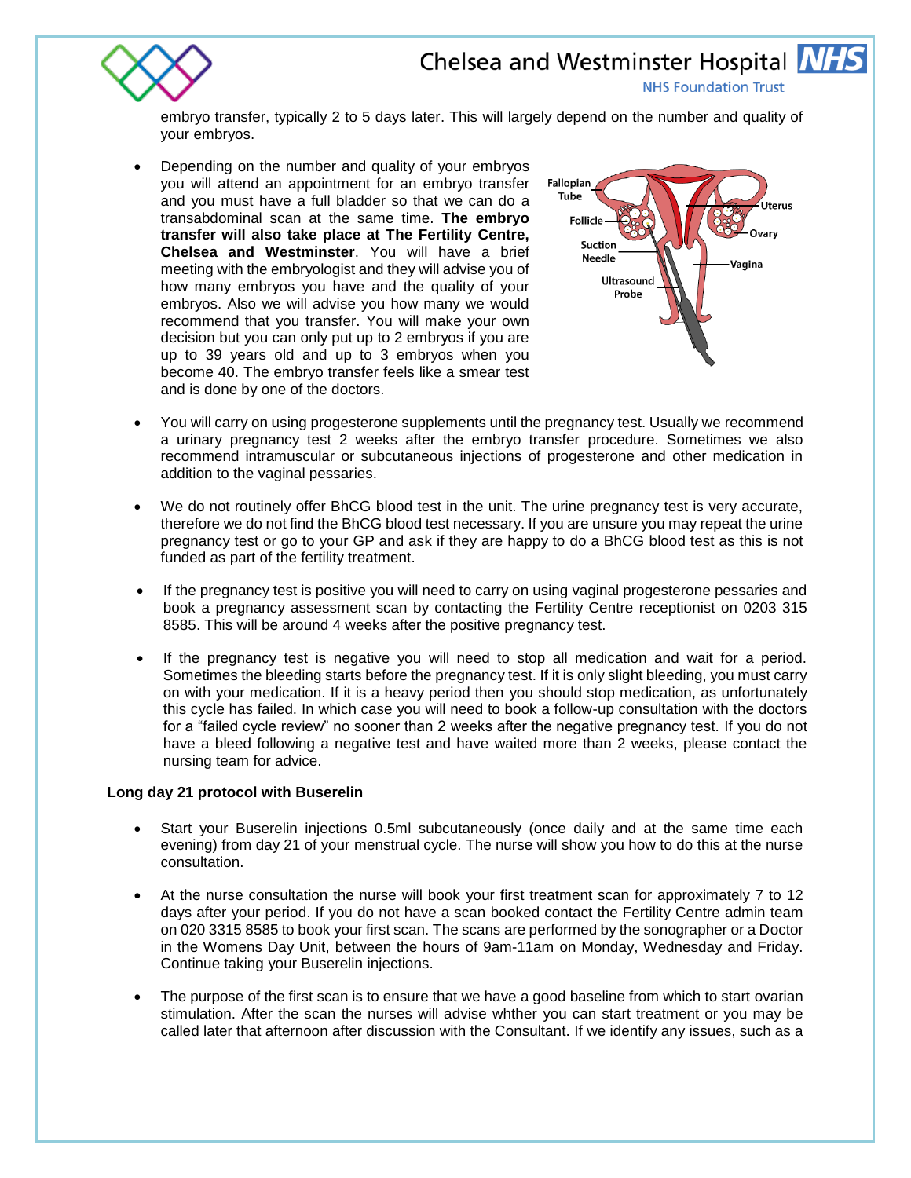embryo transfer, typically 2 to 5 days later. This will largely depend on the number and quality of your embryos.

- Depending on the number and quality of your embryos you will attend an appointment for an embryo transfer and you must have a full bladder so that we can do a transabdominal scan at the same time. **The embryo transfer will also take place at The Fertility Centre, Chelsea and Westminster**. You will have a brief meeting with the embryologist and they will advise you of how many embryos you have and the quality of your embryos. Also we will advise you how many we would recommend that you transfer. You will make your own decision but you can only put up to 2 embryos if you are up to 39 years old and up to 3 embryos when you become 40. The embryo transfer feels like a smear test and is done by one of the doctors.

- You will carry on using progesterone supplements until the pregnancy test. Usually we recommend a urinary pregnancy test 2 weeks after the embryo transfer procedure. Sometimes we also recommend intramuscular or subcutaneous injections of progesterone and other medication in addition to the vaginal pessaries.

- We do not routinely offer BhCG blood test in the unit. The urine pregnancy test is very accurate, therefore we do not find the BhCG blood test necessary. If you are unsure you may repeat the urine pregnancy test or go to your GP and ask if they are happy to do a BhCG blood test as this is not funded as part of the fertility treatment.

- If the pregnancy test is positive you will need to carry on using vaginal progesterone pessaries and book a pregnancy assessment scan by contacting the Fertility Centre receptionist on 0203 315 8585. This will be around 4 weeks after the positive pregnancy test.

- If the pregnancy test is negative you will need to stop all medication and wait for a period. Sometimes the bleeding starts before the pregnancy test. If it is only slight bleeding, you must carry on with your medication. If it is a heavy period then you should stop medication, as unfortunately this cycle has failed. In which case you will need to book a follow-up consultation with the doctors for a "failed cycle review" no sooner than 2 weeks after the negative pregnancy test. If you do not have a bleed following a negative test and have waited more than 2 weeks, please contact the nursing team for advice.

**Long day 21 protocol with Buserelin**

- Start your Buserelin injections 0.5ml subcutaneously (once daily and at the same time each evening) from day 21 of your menstrual cycle. The nurse will show you how to do this at the nurse consultation.

- At the nurse consultation the nurse will book your first treatment scan for approximately 7 to 12 days after your period. If you do not have a scan booked contact the Fertility Centre admin team on 020 3315 8585 to book your first scan. The scans are performed by the sonographer or a Doctor in the Womens Day Unit, between the hours of 9am-11am on Monday, Wednesday and Friday. Continue taking your Buserelin injections.

- The purpose of the first scan is to ensure that we have a good baseline from which to start ovarian stimulation. After the scan the nurses will advise whther you can start treatment or you may be called later that afternoon after discussion with the Consultant. If we identify any issues, such as a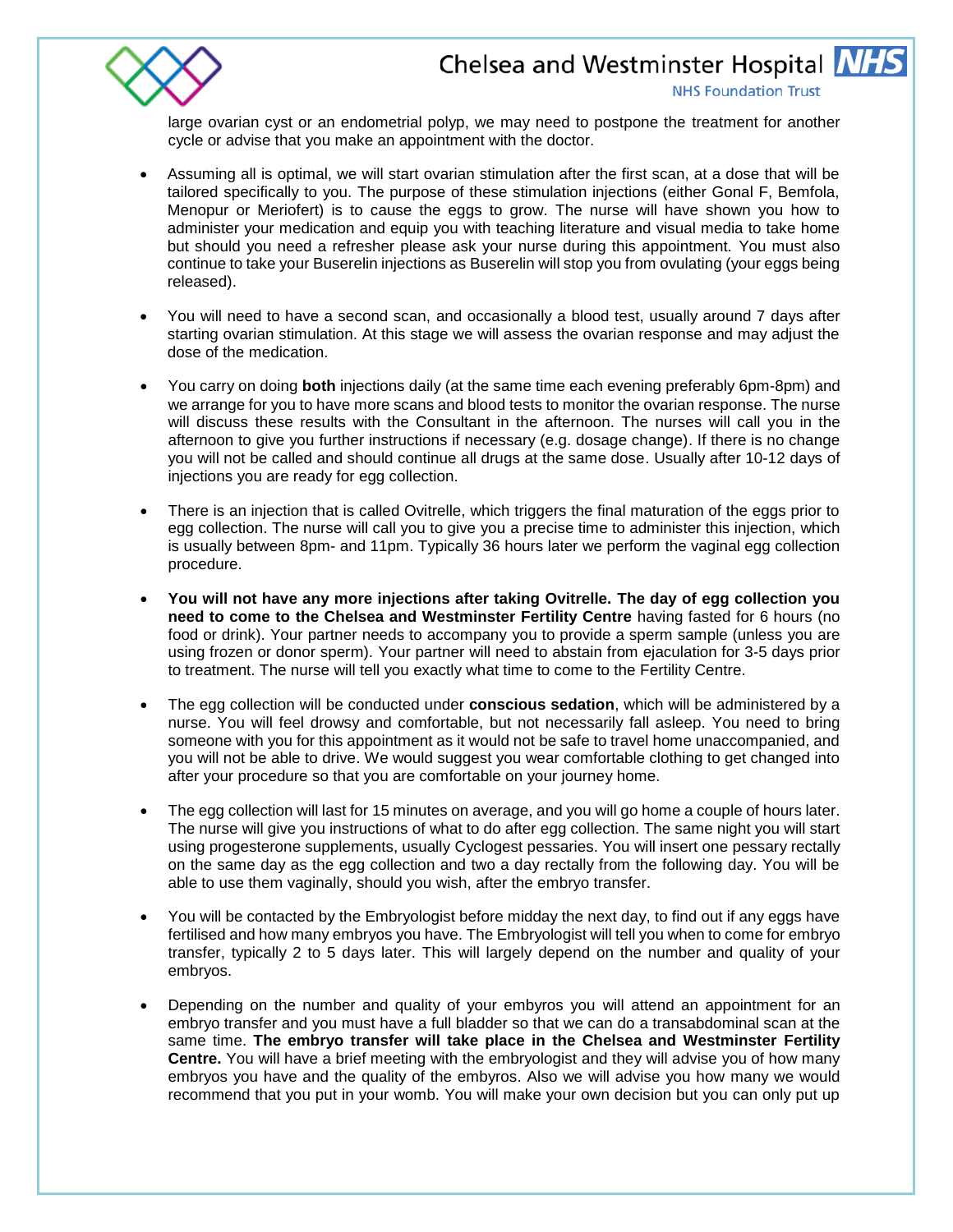large ovarian cyst or an endometrial polyp, we may need to postpone the treatment for another cycle or advise that you make an appointment with the doctor.

- Assuming all is optimal, we will start ovarian stimulation after the first scan, at a dose that will be tailored specifically to you. The purpose of these stimulation injections (either Gonal F, Bemfola, Menopur or Meriofert) is to cause the eggs to grow. The nurse will have shown you how to administer your medication and equip you with teaching literature and visual media to take home but should you need a refresher please ask your nurse during this appointment. You must also continue to take your Buserelin injections as Buserelin will stop you from ovulating (your eggs being released).

- You will need to have a second scan, and occasionally a blood test, usually around 7 days after starting ovarian stimulation. At this stage we will assess the ovarian response and may adjust the dose of the medication.

- You carry on doing **both** injections daily (at the same time each evening preferably 6pm-8pm) and we arrange for you to have more scans and blood tests to monitor the ovarian response. The nurse will discuss these results with the Consultant in the afternoon. The nurses will call you in the afternoon to give you further instructions if necessary (e.g. dosage change). If there is no change you will not be called and should continue all drugs at the same dose. Usually after 10-12 days of injections you are ready for egg collection.

- There is an injection that is called Ovitrelle, which triggers the final maturation of the eggs prior to egg collection. The nurse will call you to give you a precise time to administer this injection, which is usually between 8pm- and 11pm. Typically 36 hours later we perform the vaginal egg collection procedure.

- **You will not have any more injections after taking Ovitrelle. The day of egg collection you need to come to the Chelsea and Westminster Fertility Centre** having fasted for 6 hours (no food or drink). Your partner needs to accompany you to provide a sperm sample (unless you are using frozen or donor sperm). Your partner will need to abstain from ejaculation for 3-5 days prior to treatment. The nurse will tell you exactly what time to come to the Fertility Centre.

- The egg collection will be conducted under **conscious sedation**, which will be administered by a nurse. You will feel drowsy and comfortable, but not necessarily fall asleep. You need to bring someone with you for this appointment as it would not be safe to travel home unaccompanied, and you will not be able to drive. We would suggest you wear comfortable clothing to get changed into after your procedure so that you are comfortable on your journey home.

- The egg collection will last for 15 minutes on average, and you will go home a couple of hours later. The nurse will give you instructions of what to do after egg collection. The same night you will start using progesterone supplements, usually Cyclogest pessaries. You will insert one pessary rectally on the same day as the egg collection and two a day rectally from the following day. You will be able to use them vaginally, should you wish, after the embryo transfer.

- You will be contacted by the Embryologist before midday the next day, to find out if any eggs have fertilised and how many embryos you have. The Embryologist will tell you when to come for embryo transfer, typically 2 to 5 days later. This will largely depend on the number and quality of your embryos.

- Depending on the number and quality of your embyros you will attend an appointment for an embryo transfer and you must have a full bladder so that we can do a transabdominal scan at the same time. **The embryo transfer will take place in the Chelsea and Westminster Fertility Centre.** You will have a brief meeting with the embryologist and they will advise you of how many embryos you have and the quality of the embyros. Also we will advise you how many we would recommend that you put in your womb. You will make your own decision but you can only put up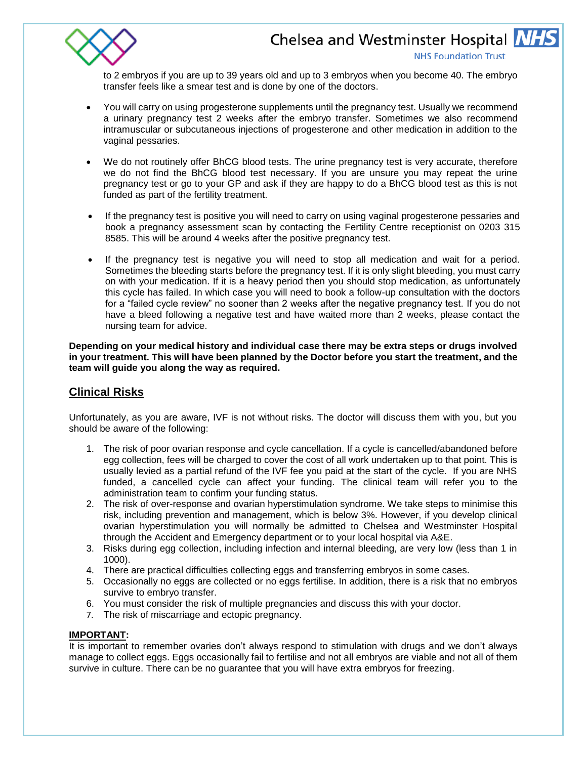to 2 embryos if you are up to 39 years old and up to 3 embryos when you become 40. The embryo transfer feels like a smear test and is done by one of the doctors.

- You will carry on using progesterone supplements until the pregnancy test. Usually we recommend a urinary pregnancy test 2 weeks after the embryo transfer. Sometimes we also recommend intramuscular or subcutaneous injections of progesterone and other medication in addition to the vaginal pessaries.

- We do not routinely offer BhCG blood tests. The urine pregnancy test is very accurate, therefore we do not find the BhCG blood test necessary. If you are unsure you may repeat the urine pregnancy test or go to your GP and ask if they are happy to do a BhCG blood test as this is not funded as part of the fertility treatment.

- If the pregnancy test is positive you will need to carry on using vaginal progesterone pessaries and book a pregnancy assessment scan by contacting the Fertility Centre receptionist on 0203 315 8585. This will be around 4 weeks after the positive pregnancy test.

- If the pregnancy test is negative you will need to stop all medication and wait for a period. Sometimes the bleeding starts before the pregnancy test. If it is only slight bleeding, you must carry on with your medication. If it is a heavy period then you should stop medication, as unfortunately this cycle has failed. In which case you will need to book a follow-up consultation with the doctors for a "failed cycle review" no sooner than 2 weeks after the negative pregnancy test. If you do not have a bleed following a negative test and have waited more than 2 weeks, please contact the nursing team for advice.

**Depending on your medical history and individual case there may be extra steps or drugs involved in your treatment. This will have been planned by the Doctor before you start the treatment, and the team will guide you along the way as required.**

## Clinical Risks

Unfortunately, as you are aware, IVF is not without risks. The doctor will discuss them with you, but you should be aware of the following:

1. The risk of poor ovarian response and cycle cancellation. If a cycle is cancelled/abandoned before egg collection, fees will be charged to cover the cost of all work undertaken up to that point. This is usually levied as a partial refund of the IVF fee you paid at the start of the cycle. If you are NHS funded, a cancelled cycle can affect your funding. The clinical team will refer you to the administration team to confirm your funding status.
2. The risk of over-response and ovarian hyperstimulation syndrome. We take steps to minimise this risk, including prevention and management, which is below 3%. However, if you develop clinical ovarian hyperstimulation you will normally be admitted to Chelsea and Westminster Hospital through the Accident and Emergency department or to your local hospital via A&E.
3. Risks during egg collection, including infection and internal bleeding, are very low (less than 1 in 1000).
4. There are practical difficulties collecting eggs and transferring embryos in some cases.
5. Occasionally no eggs are collected or no eggs fertilise. In addition, there is a risk that no embryos survive to embryo transfer.
6. You must consider the risk of multiple pregnancies and discuss this with your doctor.
7. The risk of miscarriage and ectopic pregnancy.

**IMPORTANT:**
It is important to remember ovaries don't always respond to stimulation with drugs and we don't always manage to collect eggs. Eggs occasionally fail to fertilise and not all embryos are viable and not all of them survive in culture. There can be no guarantee that you will have extra embryos for freezing.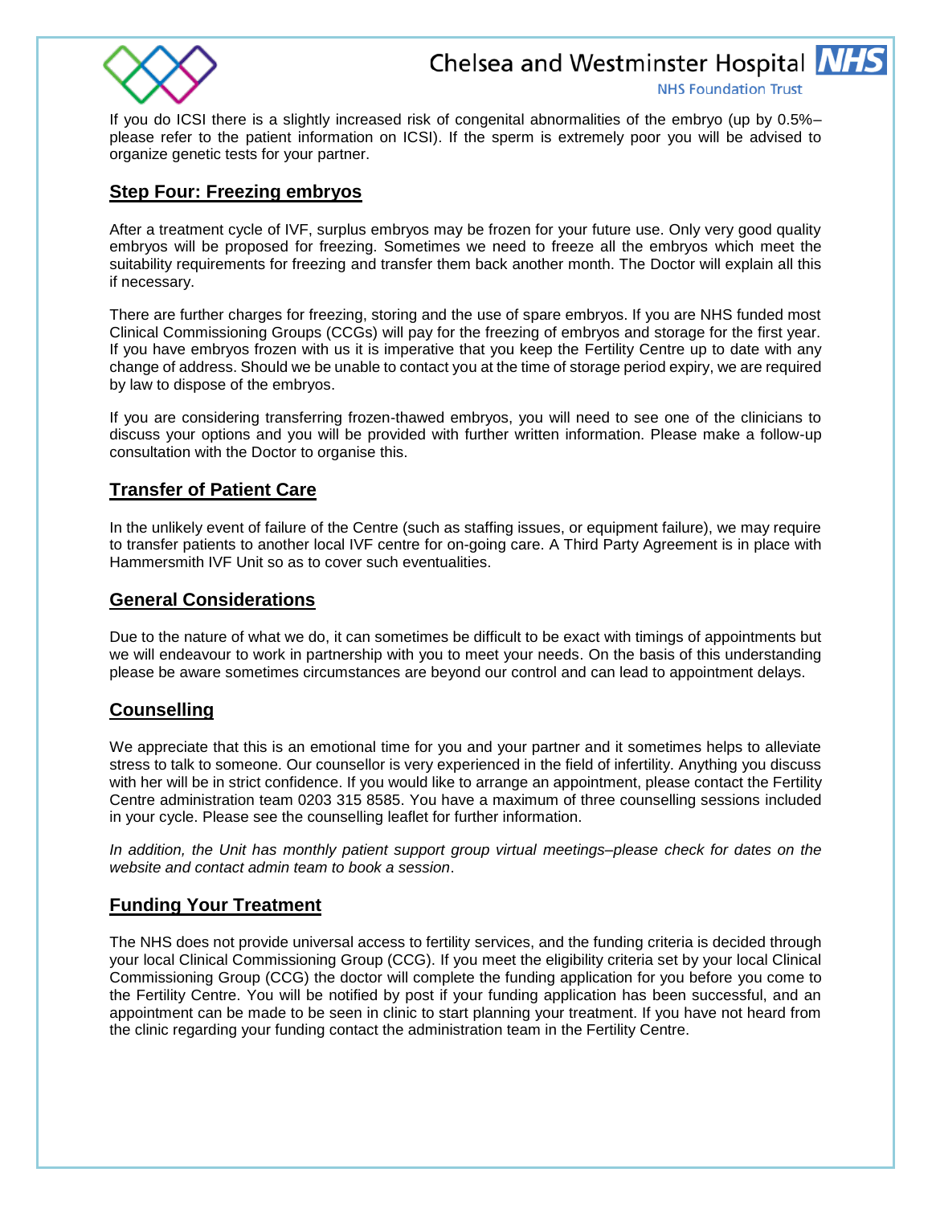If you do ICSI there is a slightly increased risk of congenital abnormalities of the embryo (up by 0.5%–please refer to the patient information on ICSI). If the sperm is extremely poor you will be advised to organize genetic tests for your partner.

## Step Four: Freezing embryos

After a treatment cycle of IVF, surplus embryos may be frozen for your future use. Only very good quality embryos will be proposed for freezing. Sometimes we need to freeze all the embryos which meet the suitability requirements for freezing and transfer them back another month. The Doctor will explain all this if necessary.

There are further charges for freezing, storing and the use of spare embryos. If you are NHS funded most Clinical Commissioning Groups (CCGs) will pay for the freezing of embryos and storage for the first year. If you have embryos frozen with us it is imperative that you keep the Fertility Centre up to date with any change of address. Should we be unable to contact you at the time of storage period expiry, we are required by law to dispose of the embryos.

If you are considering transferring frozen-thawed embryos, you will need to see one of the clinicians to discuss your options and you will be provided with further written information. Please make a follow-up consultation with the Doctor to organise this.

## Transfer of Patient Care

In the unlikely event of failure of the Centre (such as staffing issues, or equipment failure), we may require to transfer patients to another local IVF centre for on-going care. A Third Party Agreement is in place with Hammersmith IVF Unit so as to cover such eventualities.

## General Considerations

Due to the nature of what we do, it can sometimes be difficult to be exact with timings of appointments but we will endeavour to work in partnership with you to meet your needs. On the basis of this understanding please be aware sometimes circumstances are beyond our control and can lead to appointment delays.

## Counselling

We appreciate that this is an emotional time for you and your partner and it sometimes helps to alleviate stress to talk to someone. Our counsellor is very experienced in the field of infertility. Anything you discuss with her will be in strict confidence. If you would like to arrange an appointment, please contact the Fertility Centre administration team 0203 315 8585. You have a maximum of three counselling sessions included in your cycle. Please see the counselling leaflet for further information.

*In addition, the Unit has monthly patient support group virtual meetings–please check for dates on the website and contact admin team to book a session*.

## Funding Your Treatment

The NHS does not provide universal access to fertility services, and the funding criteria is decided through your local Clinical Commissioning Group (CCG). If you meet the eligibility criteria set by your local Clinical Commissioning Group (CCG) the doctor will complete the funding application for you before you come to the Fertility Centre. You will be notified by post if your funding application has been successful, and an appointment can be made to be seen in clinic to start planning your treatment. If you have not heard from the clinic regarding your funding contact the administration team in the Fertility Centre.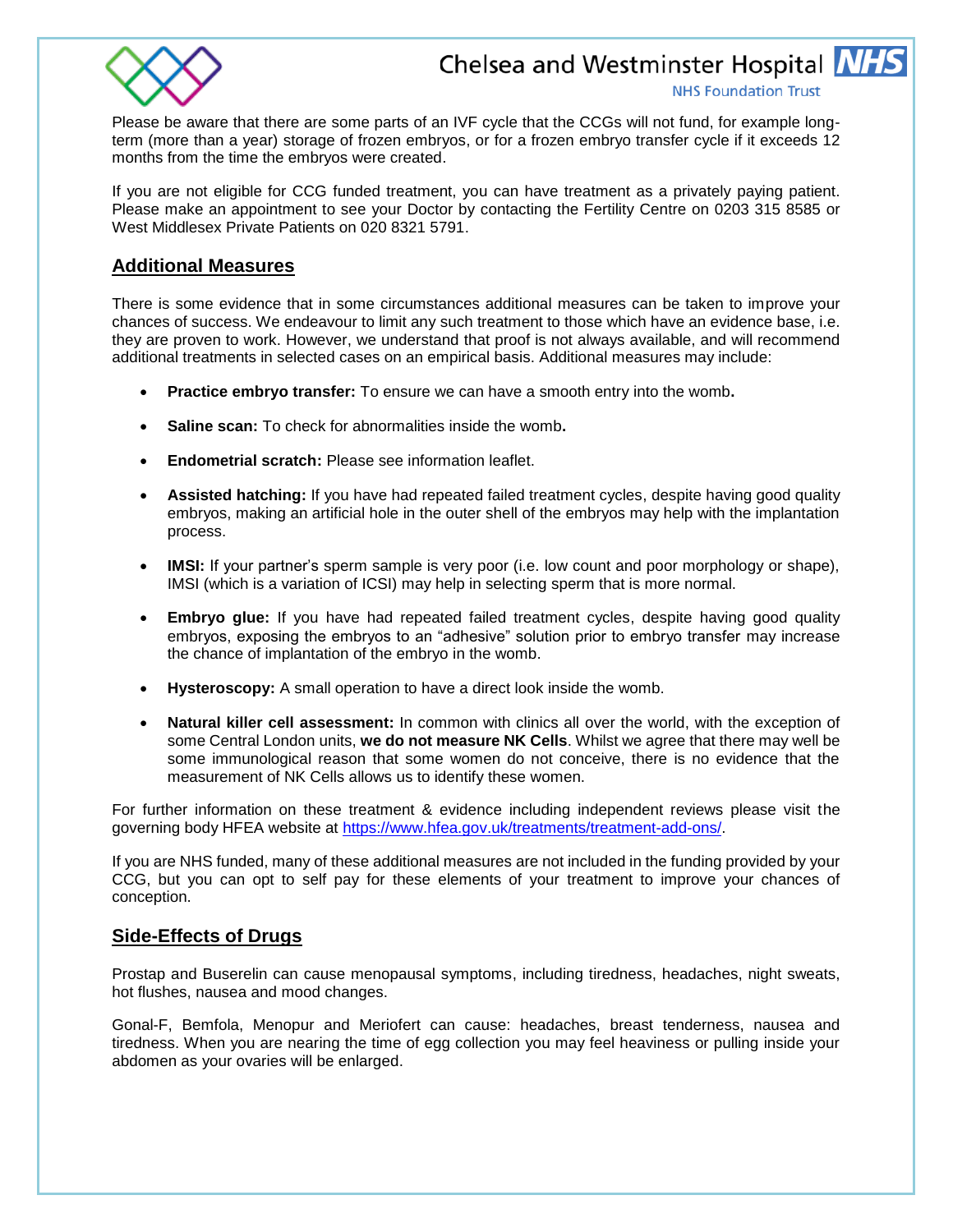Please be aware that there are some parts of an IVF cycle that the CCGs will not fund, for example long-term (more than a year) storage of frozen embryos, or for a frozen embryo transfer cycle if it exceeds 12 months from the time the embryos were created.

If you are not eligible for CCG funded treatment, you can have treatment as a privately paying patient. Please make an appointment to see your Doctor by contacting the Fertility Centre on 0203 315 8585 or West Middlesex Private Patients on 020 8321 5791.

## Additional Measures

There is some evidence that in some circumstances additional measures can be taken to improve your chances of success. We endeavour to limit any such treatment to those which have an evidence base, i.e. they are proven to work. However, we understand that proof is not always available, and will recommend additional treatments in selected cases on an empirical basis. Additional measures may include:

- **Practice embryo transfer:** To ensure we can have a smooth entry into the womb**.**
- **Saline scan:** To check for abnormalities inside the womb**.**
- **Endometrial scratch:** Please see information leaflet.
- **Assisted hatching:** If you have had repeated failed treatment cycles, despite having good quality embryos, making an artificial hole in the outer shell of the embryos may help with the implantation process.
- **IMSI:** If your partner's sperm sample is very poor (i.e. low count and poor morphology or shape), IMSI (which is a variation of ICSI) may help in selecting sperm that is more normal.
- **Embryo glue:** If you have had repeated failed treatment cycles, despite having good quality embryos, exposing the embryos to an "adhesive" solution prior to embryo transfer may increase the chance of implantation of the embryo in the womb.
- **Hysteroscopy:** A small operation to have a direct look inside the womb.
- **Natural killer cell assessment:** In common with clinics all over the world, with the exception of some Central London units, **we do not measure NK Cells**. Whilst we agree that there may well be some immunological reason that some women do not conceive, there is no evidence that the measurement of NK Cells allows us to identify these women.

For further information on these treatment & evidence including independent reviews please visit the governing body HFEA website at https://www.hfea.gov.uk/treatments/treatment-add-ons/.

If you are NHS funded, many of these additional measures are not included in the funding provided by your CCG, but you can opt to self pay for these elements of your treatment to improve your chances of conception.

## Side-Effects of Drugs

Prostap and Buserelin can cause menopausal symptoms, including tiredness, headaches, night sweats, hot flushes, nausea and mood changes.

Gonal-F, Bemfola, Menopur and Meriofert can cause: headaches, breast tenderness, nausea and tiredness. When you are nearing the time of egg collection you may feel heaviness or pulling inside your abdomen as your ovaries will be enlarged.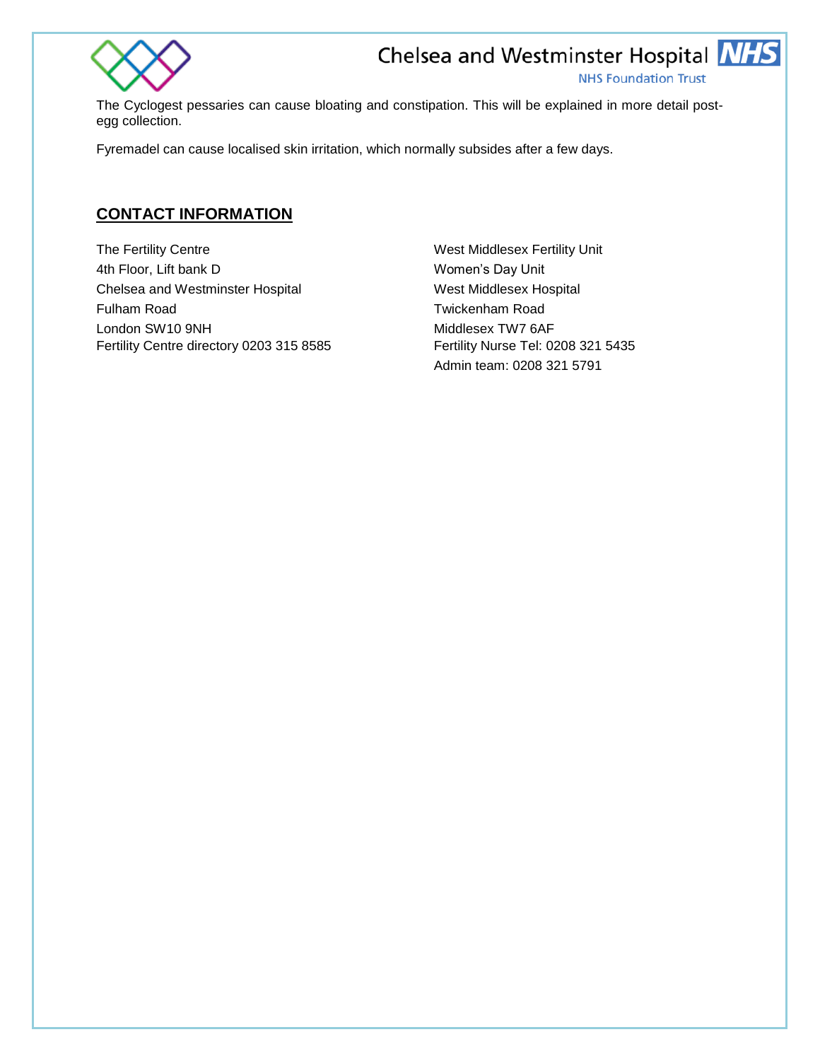The Cyclogest pessaries can cause bloating and constipation. This will be explained in more detail post-egg collection.

Fyremadel can cause localised skin irritation, which normally subsides after a few days.

## CONTACT INFORMATION

The Fertility Centre
4th Floor, Lift bank D
Chelsea and Westminster Hospital
Fulham Road
London SW10 9NH
Fertility Centre directory 0203 315 8585

West Middlesex Fertility Unit
Women's Day Unit
West Middlesex Hospital
Twickenham Road
Middlesex TW7 6AF
Fertility Nurse Tel: 0208 321 5435
Admin team: 0208 321 5791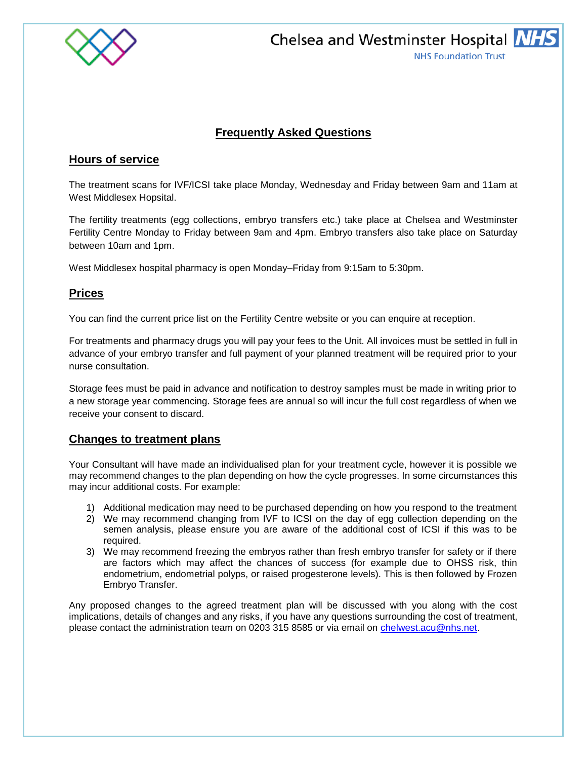# Frequently Asked Questions

## Hours of service

The treatment scans for IVF/ICSI take place Monday, Wednesday and Friday between 9am and 11am at West Middlesex Hopsital.

The fertility treatments (egg collections, embryo transfers etc.) take place at Chelsea and Westminster Fertility Centre Monday to Friday between 9am and 4pm. Embryo transfers also take place on Saturday between 10am and 1pm.

West Middlesex hospital pharmacy is open Monday–Friday from 9:15am to 5:30pm.

## Prices

You can find the current price list on the Fertility Centre website or you can enquire at reception.

For treatments and pharmacy drugs you will pay your fees to the Unit. All invoices must be settled in full in advance of your embryo transfer and full payment of your planned treatment will be required prior to your nurse consultation.

Storage fees must be paid in advance and notification to destroy samples must be made in writing prior to a new storage year commencing. Storage fees are annual so will incur the full cost regardless of when we receive your consent to discard.

## Changes to treatment plans

Your Consultant will have made an individualised plan for your treatment cycle, however it is possible we may recommend changes to the plan depending on how the cycle progresses. In some circumstances this may incur additional costs. For example:

1) Additional medication may need to be purchased depending on how you respond to the treatment
2) We may recommend changing from IVF to ICSI on the day of egg collection depending on the semen analysis, please ensure you are aware of the additional cost of ICSI if this was to be required.
3) We may recommend freezing the embryos rather than fresh embryo transfer for safety or if there are factors which may affect the chances of success (for example due to OHSS risk, thin endometrium, endometrial polyps, or raised progesterone levels). This is then followed by Frozen Embryo Transfer.

Any proposed changes to the agreed treatment plan will be discussed with you along with the cost implications, details of changes and any risks, if you have any questions surrounding the cost of treatment, please contact the administration team on 0203 315 8585 or via email on chelwest.acu@nhs.net.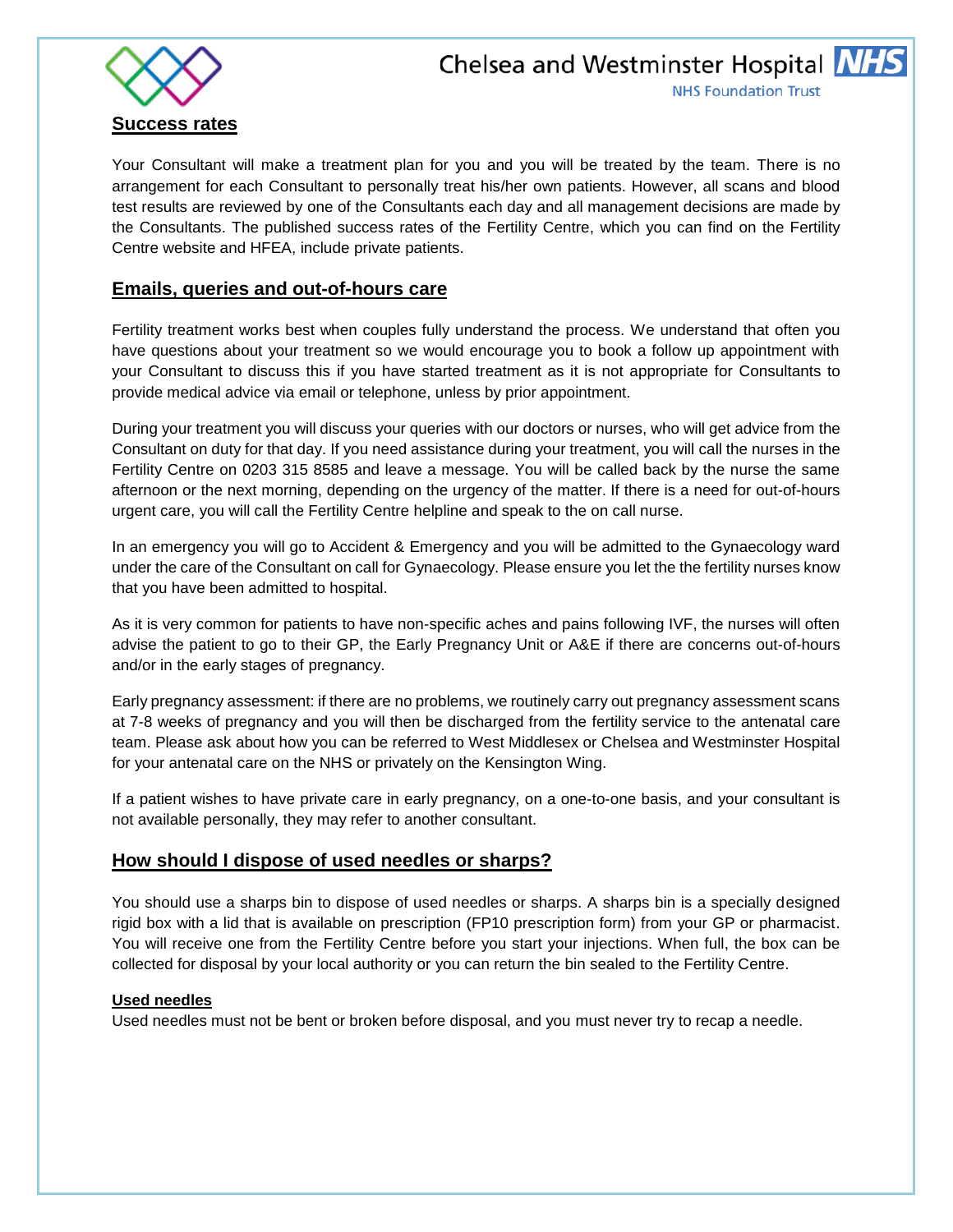## Success rates

Your Consultant will make a treatment plan for you and you will be treated by the team. There is no arrangement for each Consultant to personally treat his/her own patients. However, all scans and blood test results are reviewed by one of the Consultants each day and all management decisions are made by the Consultants. The published success rates of the Fertility Centre, which you can find on the Fertility Centre website and HFEA, include private patients.

## Emails, queries and out-of-hours care

Fertility treatment works best when couples fully understand the process. We understand that often you have questions about your treatment so we would encourage you to book a follow up appointment with your Consultant to discuss this if you have started treatment as it is not appropriate for Consultants to provide medical advice via email or telephone, unless by prior appointment.

During your treatment you will discuss your queries with our doctors or nurses, who will get advice from the Consultant on duty for that day. If you need assistance during your treatment, you will call the nurses in the Fertility Centre on 0203 315 8585 and leave a message. You will be called back by the nurse the same afternoon or the next morning, depending on the urgency of the matter. If there is a need for out-of-hours urgent care, you will call the Fertility Centre helpline and speak to the on call nurse.

In an emergency you will go to Accident & Emergency and you will be admitted to the Gynaecology ward under the care of the Consultant on call for Gynaecology. Please ensure you let the the fertility nurses know that you have been admitted to hospital.

As it is very common for patients to have non-specific aches and pains following IVF, the nurses will often advise the patient to go to their GP, the Early Pregnancy Unit or A&E if there are concerns out-of-hours and/or in the early stages of pregnancy.

Early pregnancy assessment: if there are no problems, we routinely carry out pregnancy assessment scans at 7-8 weeks of pregnancy and you will then be discharged from the fertility service to the antenatal care team. Please ask about how you can be referred to West Middlesex or Chelsea and Westminster Hospital for your antenatal care on the NHS or privately on the Kensington Wing.

If a patient wishes to have private care in early pregnancy, on a one-to-one basis, and your consultant is not available personally, they may refer to another consultant.

## How should I dispose of used needles or sharps?

You should use a sharps bin to dispose of used needles or sharps. A sharps bin is a specially designed rigid box with a lid that is available on prescription (FP10 prescription form) from your GP or pharmacist. You will receive one from the Fertility Centre before you start your injections. When full, the box can be collected for disposal by your local authority or you can return the bin sealed to the Fertility Centre.

### Used needles

Used needles must not be bent or broken before disposal, and you must never try to recap a needle.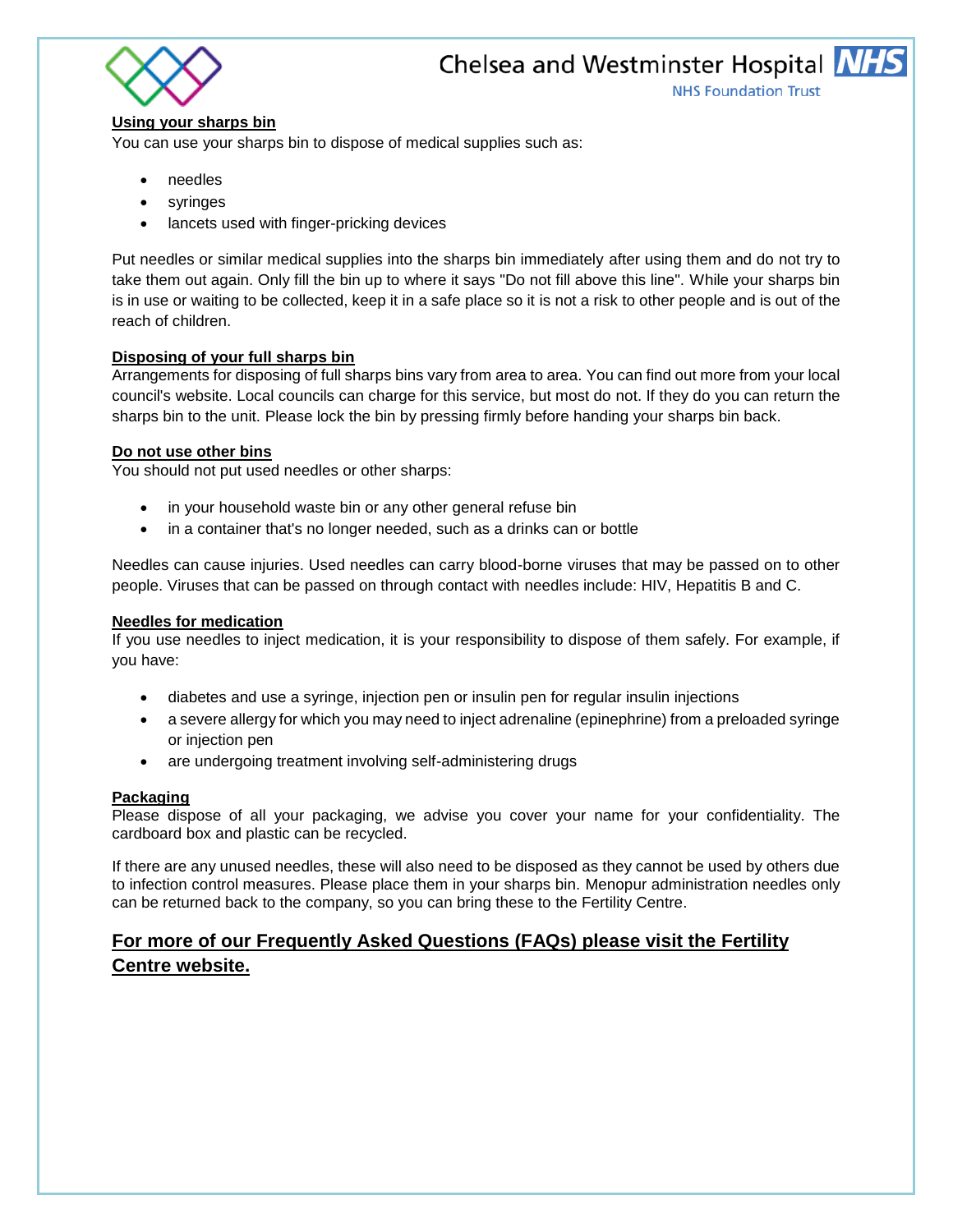**Using your sharps bin**

You can use your sharps bin to dispose of medical supplies such as:

- needles
- syringes
- lancets used with finger-pricking devices

Put needles or similar medical supplies into the sharps bin immediately after using them and do not try to take them out again. Only fill the bin up to where it says "Do not fill above this line". While your sharps bin is in use or waiting to be collected, keep it in a safe place so it is not a risk to other people and is out of the reach of children.

**Disposing of your full sharps bin**

Arrangements for disposing of full sharps bins vary from area to area. You can find out more from your local council's website. Local councils can charge for this service, but most do not. If they do you can return the sharps bin to the unit. Please lock the bin by pressing firmly before handing your sharps bin back.

**Do not use other bins**

You should not put used needles or other sharps:

- in your household waste bin or any other general refuse bin
- in a container that's no longer needed, such as a drinks can or bottle

Needles can cause injuries. Used needles can carry blood-borne viruses that may be passed on to other people. Viruses that can be passed on through contact with needles include: HIV, Hepatitis B and C.

**Needles for medication**

If you use needles to inject medication, it is your responsibility to dispose of them safely. For example, if you have:

- diabetes and use a syringe, injection pen or insulin pen for regular insulin injections
- a severe allergy for which you may need to inject adrenaline (epinephrine) from a preloaded syringe or injection pen
- are undergoing treatment involving self-administering drugs

**Packaging**

Please dispose of all your packaging, we advise you cover your name for your confidentiality. The cardboard box and plastic can be recycled.

If there are any unused needles, these will also need to be disposed as they cannot be used by others due to infection control measures. Please place them in your sharps bin. Menopur administration needles only can be returned back to the company, so you can bring these to the Fertility Centre.

## For more of our Frequently Asked Questions (FAQs) please visit the Fertility Centre website.